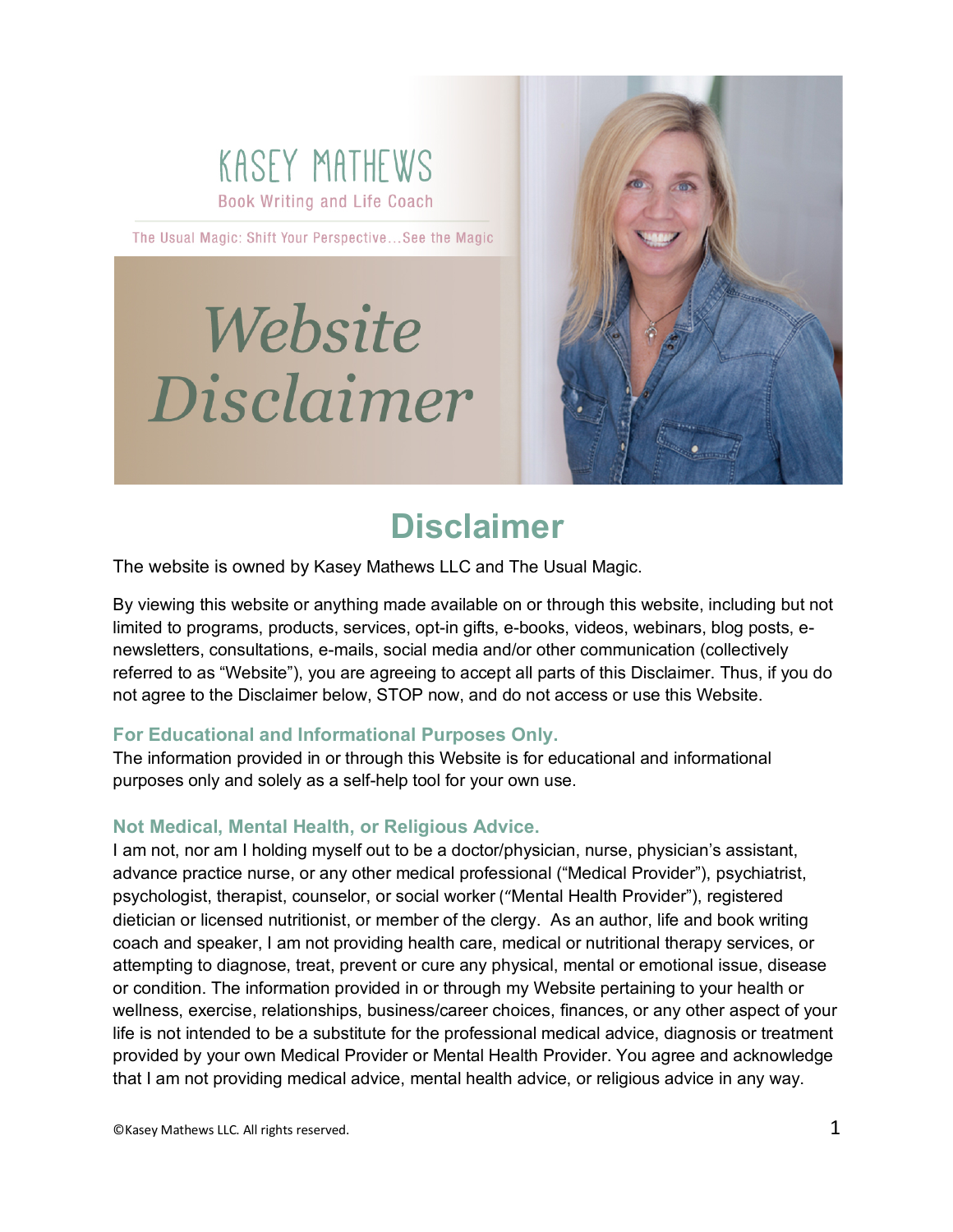KASEY MATHEWS

Book Writing and Life Coach

The Usual Magic: Shift Your Perspective…See the Magic

*Website Disclaimer*

# Disclaimer

The website is owned by Kasey Mathews LLC and The Usual Magic.

By viewing this website or anything made available on or through this website, including but not limited to programs, products, services, opt-in gifts, e-books, videos, webinars, blog posts, e-newsletters, consultations, e-mails, social media and/or other communication (collectively referred to as “Website”), you are agreeing to accept all parts of this Disclaimer. Thus, if you do not agree to the Disclaimer below, STOP now, and do not access or use this Website.

### For Educational and Informational Purposes Only.

The information provided in or through this Website is for educational and informational purposes only and solely as a self-help tool for your own use.

### Not Medical, Mental Health, or Religious Advice.

I am not, nor am I holding myself out to be a doctor/physician, nurse, physician’s assistant, advance practice nurse, or any other medical professional (“Medical Provider”), psychiatrist, psychologist, therapist, counselor, or social worker (“Mental Health Provider”), registered dietician or licensed nutritionist, or member of the clergy. As an author, life and book writing coach and speaker, I am not providing health care, medical or nutritional therapy services, or attempting to diagnose, treat, prevent or cure any physical, mental or emotional issue, disease or condition. The information provided in or through my Website pertaining to your health or wellness, exercise, relationships, business/career choices, finances, or any other aspect of your life is not intended to be a substitute for the professional medical advice, diagnosis or treatment provided by your own Medical Provider or Mental Health Provider. You agree and acknowledge that I am not providing medical advice, mental health advice, or religious advice in any way.

©Kasey Mathews LLC. All rights reserved.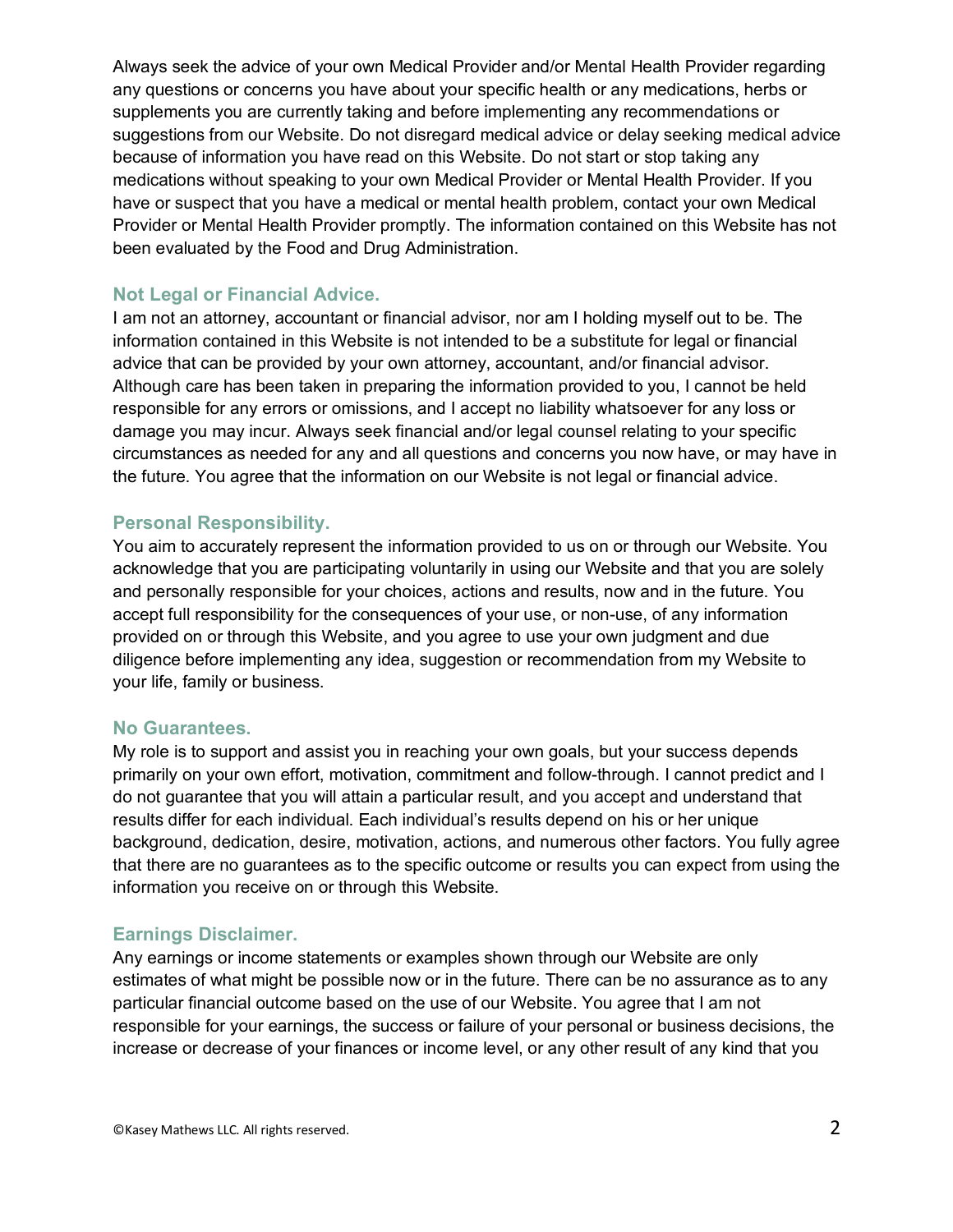Always seek the advice of your own Medical Provider and/or Mental Health Provider regarding any questions or concerns you have about your specific health or any medications, herbs or supplements you are currently taking and before implementing any recommendations or suggestions from our Website. Do not disregard medical advice or delay seeking medical advice because of information you have read on this Website. Do not start or stop taking any medications without speaking to your own Medical Provider or Mental Health Provider. If you have or suspect that you have a medical or mental health problem, contact your own Medical Provider or Mental Health Provider promptly. The information contained on this Website has not been evaluated by the Food and Drug Administration.

### Not Legal or Financial Advice.

I am not an attorney, accountant or financial advisor, nor am I holding myself out to be. The information contained in this Website is not intended to be a substitute for legal or financial advice that can be provided by your own attorney, accountant, and/or financial advisor. Although care has been taken in preparing the information provided to you, I cannot be held responsible for any errors or omissions, and I accept no liability whatsoever for any loss or damage you may incur. Always seek financial and/or legal counsel relating to your specific circumstances as needed for any and all questions and concerns you now have, or may have in the future. You agree that the information on our Website is not legal or financial advice.

### Personal Responsibility.

You aim to accurately represent the information provided to us on or through our Website. You acknowledge that you are participating voluntarily in using our Website and that you are solely and personally responsible for your choices, actions and results, now and in the future. You accept full responsibility for the consequences of your use, or non-use, of any information provided on or through this Website, and you agree to use your own judgment and due diligence before implementing any idea, suggestion or recommendation from my Website to your life, family or business.

### No Guarantees.

My role is to support and assist you in reaching your own goals, but your success depends primarily on your own effort, motivation, commitment and follow-through. I cannot predict and I do not guarantee that you will attain a particular result, and you accept and understand that results differ for each individual. Each individual's results depend on his or her unique background, dedication, desire, motivation, actions, and numerous other factors. You fully agree that there are no guarantees as to the specific outcome or results you can expect from using the information you receive on or through this Website.

### Earnings Disclaimer.

Any earnings or income statements or examples shown through our Website are only estimates of what might be possible now or in the future. There can be no assurance as to any particular financial outcome based on the use of our Website. You agree that I am not responsible for your earnings, the success or failure of your personal or business decisions, the increase or decrease of your finances or income level, or any other result of any kind that you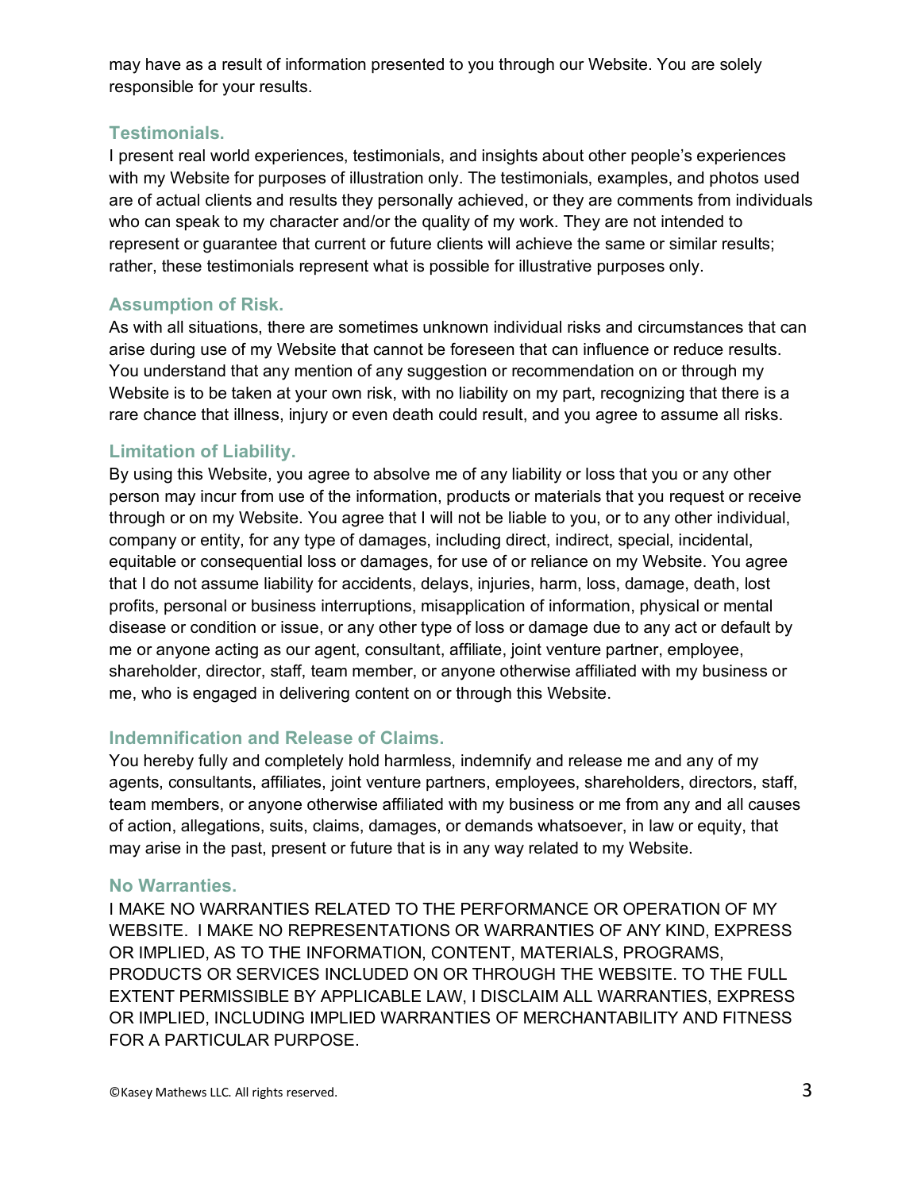may have as a result of information presented to you through our Website. You are solely responsible for your results.

### Testimonials.

I present real world experiences, testimonials, and insights about other people's experiences with my Website for purposes of illustration only. The testimonials, examples, and photos used are of actual clients and results they personally achieved, or they are comments from individuals who can speak to my character and/or the quality of my work. They are not intended to represent or guarantee that current or future clients will achieve the same or similar results; rather, these testimonials represent what is possible for illustrative purposes only.

### Assumption of Risk.

As with all situations, there are sometimes unknown individual risks and circumstances that can arise during use of my Website that cannot be foreseen that can influence or reduce results. You understand that any mention of any suggestion or recommendation on or through my Website is to be taken at your own risk, with no liability on my part, recognizing that there is a rare chance that illness, injury or even death could result, and you agree to assume all risks.

### Limitation of Liability.

By using this Website, you agree to absolve me of any liability or loss that you or any other person may incur from use of the information, products or materials that you request or receive through or on my Website. You agree that I will not be liable to you, or to any other individual, company or entity, for any type of damages, including direct, indirect, special, incidental, equitable or consequential loss or damages, for use of or reliance on my Website. You agree that I do not assume liability for accidents, delays, injuries, harm, loss, damage, death, lost profits, personal or business interruptions, misapplication of information, physical or mental disease or condition or issue, or any other type of loss or damage due to any act or default by me or anyone acting as our agent, consultant, affiliate, joint venture partner, employee, shareholder, director, staff, team member, or anyone otherwise affiliated with my business or me, who is engaged in delivering content on or through this Website.

### Indemnification and Release of Claims.

You hereby fully and completely hold harmless, indemnify and release me and any of my agents, consultants, affiliates, joint venture partners, employees, shareholders, directors, staff, team members, or anyone otherwise affiliated with my business or me from any and all causes of action, allegations, suits, claims, damages, or demands whatsoever, in law or equity, that may arise in the past, present or future that is in any way related to my Website.

### No Warranties.

I MAKE NO WARRANTIES RELATED TO THE PERFORMANCE OR OPERATION OF MY WEBSITE. I MAKE NO REPRESENTATIONS OR WARRANTIES OF ANY KIND, EXPRESS OR IMPLIED, AS TO THE INFORMATION, CONTENT, MATERIALS, PROGRAMS, PRODUCTS OR SERVICES INCLUDED ON OR THROUGH THE WEBSITE. TO THE FULL EXTENT PERMISSIBLE BY APPLICABLE LAW, I DISCLAIM ALL WARRANTIES, EXPRESS OR IMPLIED, INCLUDING IMPLIED WARRANTIES OF MERCHANTABILITY AND FITNESS FOR A PARTICULAR PURPOSE.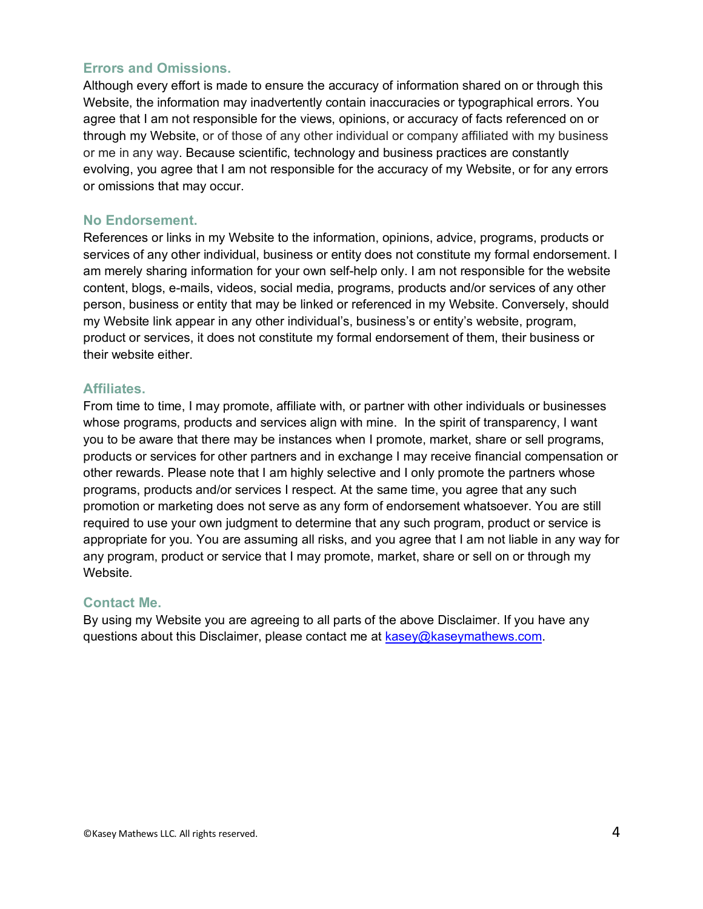### Errors and Omissions.

Although every effort is made to ensure the accuracy of information shared on or through this Website, the information may inadvertently contain inaccuracies or typographical errors. You agree that I am not responsible for the views, opinions, or accuracy of facts referenced on or through my Website, or of those of any other individual or company affiliated with my business or me in any way. Because scientific, technology and business practices are constantly evolving, you agree that I am not responsible for the accuracy of my Website, or for any errors or omissions that may occur.

### No Endorsement.

References or links in my Website to the information, opinions, advice, programs, products or services of any other individual, business or entity does not constitute my formal endorsement. I am merely sharing information for your own self-help only. I am not responsible for the website content, blogs, e-mails, videos, social media, programs, products and/or services of any other person, business or entity that may be linked or referenced in my Website. Conversely, should my Website link appear in any other individual's, business's or entity's website, program, product or services, it does not constitute my formal endorsement of them, their business or their website either.

### Affiliates.

From time to time, I may promote, affiliate with, or partner with other individuals or businesses whose programs, products and services align with mine. In the spirit of transparency, I want you to be aware that there may be instances when I promote, market, share or sell programs, products or services for other partners and in exchange I may receive financial compensation or other rewards. Please note that I am highly selective and I only promote the partners whose programs, products and/or services I respect. At the same time, you agree that any such promotion or marketing does not serve as any form of endorsement whatsoever. You are still required to use your own judgment to determine that any such program, product or service is appropriate for you. You are assuming all risks, and you agree that I am not liable in any way for any program, product or service that I may promote, market, share or sell on or through my Website.

### Contact Me.

By using my Website you are agreeing to all parts of the above Disclaimer. If you have any questions about this Disclaimer, please contact me at kasey@kaseymathews.com.